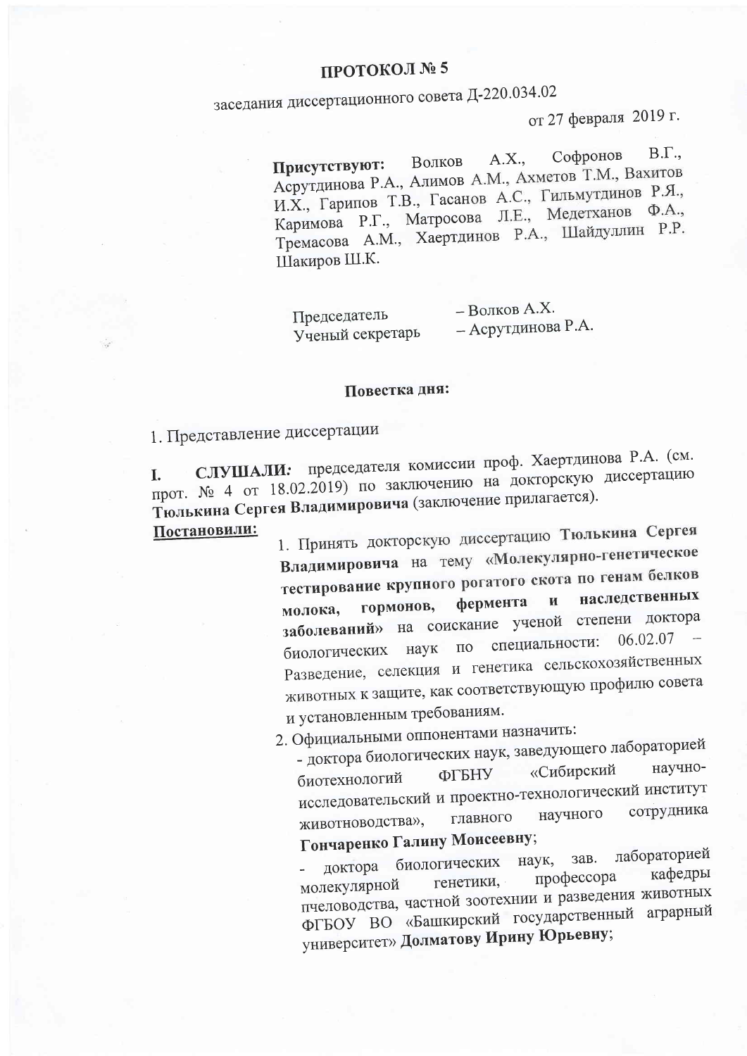# ПРОТОКОЛ № 5

заседания диссертационного совета Д-220.034.02

от 27 февраля 2019 г.

**Присутствуют:** Волков А.Х., Софронов В.Г., Асрутдинова Р.А., Алимов А.М., Ахметов Т.М., Вахитов И.Х., Гарипов Т.В., Гасанов А.С., Гильмутдинов Р.Я., Каримова Р.Г., Матросова Л.Е., Медетханов Ф.А., Тремасова А.М., Хаертдинов Р.А., Шайдуллин Р.Р. Шакиров Ш.К.

Председатель – Волков А.Х.
Ученый секретарь – Асрутдинова Р.А.

**Повестка дня:**

1. Представление диссертации

I. **СЛУШАЛИ:** председателя комиссии проф. Хаертдинова Р.А. (см. прот. № 4 от 18.02.2019) по заключению на докторскую диссертацию **Тюлькина Сергея Владимировича** (заключение прилагается).

**Постановили:**

1. Принять докторскую диссертацию **Тюлькина Сергея Владимировича** на тему **«Молекулярно-генетическое тестирование крупного рогатого скота по генам белков молока, гормонов, фермента и наследственных заболеваний»** на соискание ученой степени доктора биологических наук по специальности: 06.02.07 – Разведение, селекция и генетика сельскохозяйственных животных к защите, как соответствующую профилю совета и установленным требованиям.
2. Официальными оппонентами назначить:
   - доктора биологических наук, заведующего лабораторией биотехнологий ФГБНУ «Сибирский научно-исследовательский и проектно-технологический институт животноводства», главного научного сотрудника **Гончаренко Галину Моисеевну**;
   - доктора биологических наук, зав. лабораторией молекулярной генетики, профессора кафедры пчеловодства, частной зоотехнии и разведения животных ФГБОУ ВО «Башкирский государственный аграрный университет» **Долматову Ирину Юрьевну**;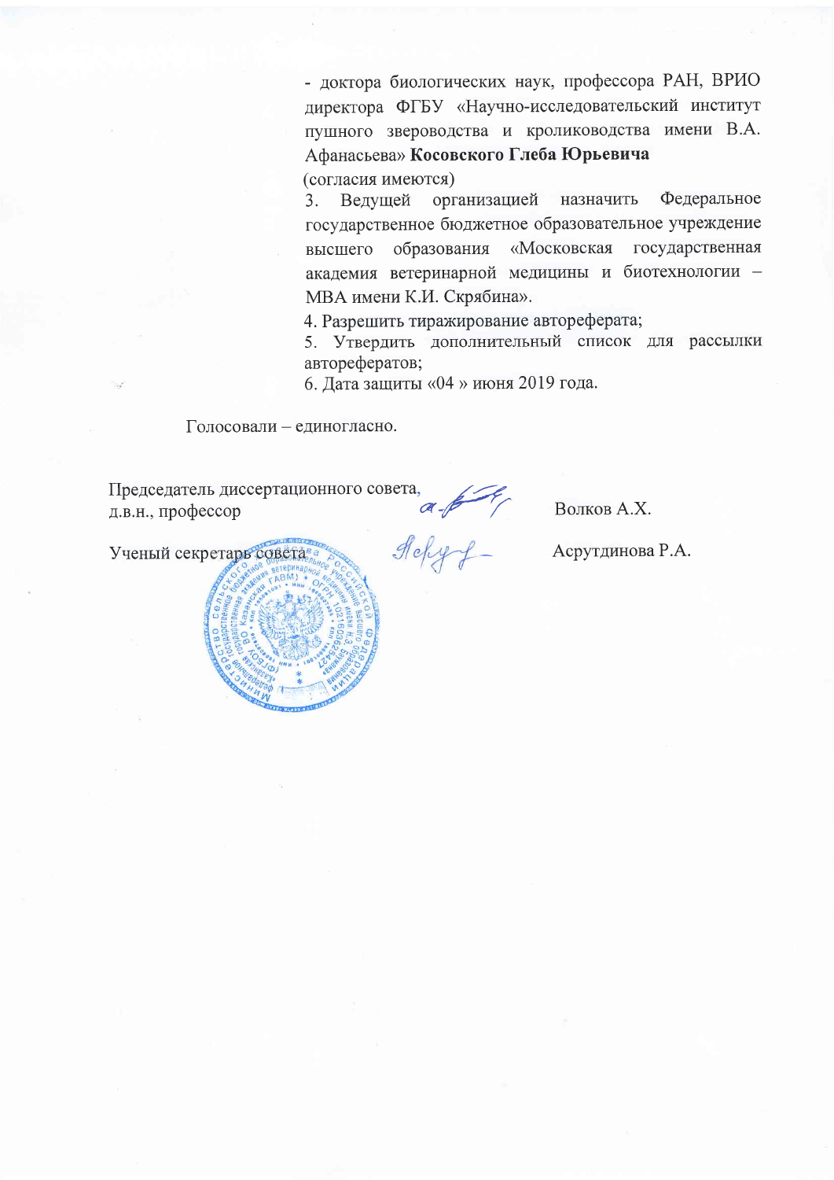- доктора биологических наук, профессора РАН, ВРИО директора ФГБУ «Научно-исследовательский институт пушного звероводства и кролиководства имени В.А. Афанасьева» **Косовского Глеба Юрьевича**

(согласия имеются)

3. Ведущей организацией назначить Федеральное государственное бюджетное образовательное учреждение высшего образования «Московская государственная академия ветеринарной медицины и биотехнологии – МВА имени К.И. Скрябина».
4. Разрешить тиражирование автореферата;
5. Утвердить дополнительный список для рассылки авторефератов;
6. Дата защиты «04 » июня 2019 года.

Голосовали – единогласно.

Председатель диссертационного совета,
д.в.н., профессор — Волков А.Х.

Ученый секретарь совета — Асрутдинова Р.А.